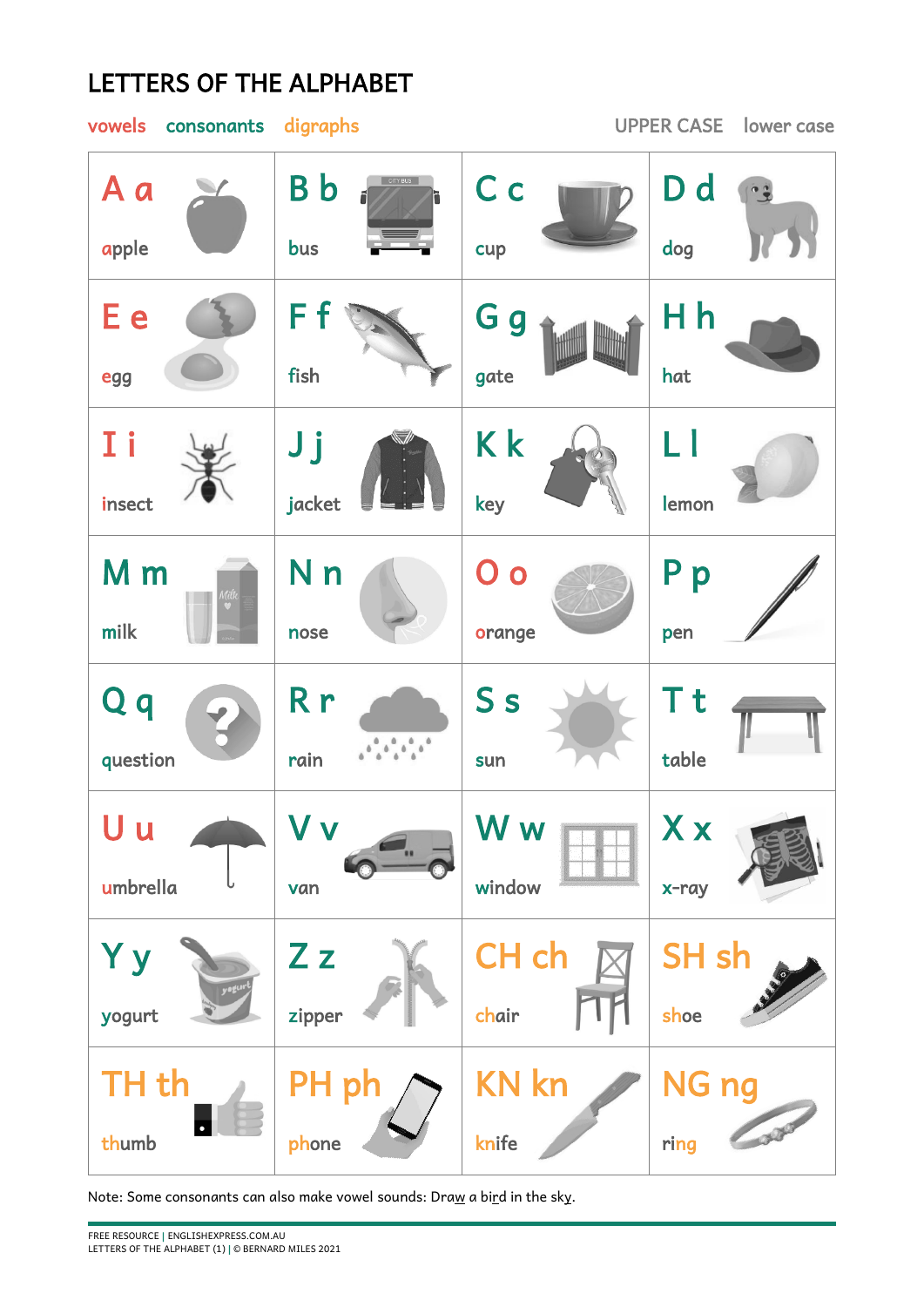# LETTERS OF THE ALPHABET

vowels consonants digraphs UPPER CASE lower case

| | | | |
|---|---|---|---|
| A a<br>apple | B b<br>bus | C c<br>cup | D d<br>dog |
| E e<br>egg | F f<br>fish | G g<br>gate | H h<br>hat |
| I i<br>insect | J j<br>jacket | K k<br>key | L l<br>lemon |
| M m<br>milk | N n<br>nose | O o<br>orange | P p<br>pen |
| Q q<br>question | R r<br>rain | S s<br>sun | T t<br>table |
| U u<br>umbrella | V v<br>van | W w<br>window | X x<br>x-ray |
| Y y<br>yogurt | Z z<br>zipper | CH ch<br>chair | SH sh<br>shoe |
| TH th<br>thumb | PH ph<br>phone | KN kn<br>knife | NG ng<br>ring |

Note: Some consonants can also make vowel sounds: Draw a bird in the sky.

FREE RESOURCE | ENGLISHEXPRESS.COM.AU
LETTERS OF THE ALPHABET (1) | © BERNARD MILES 2021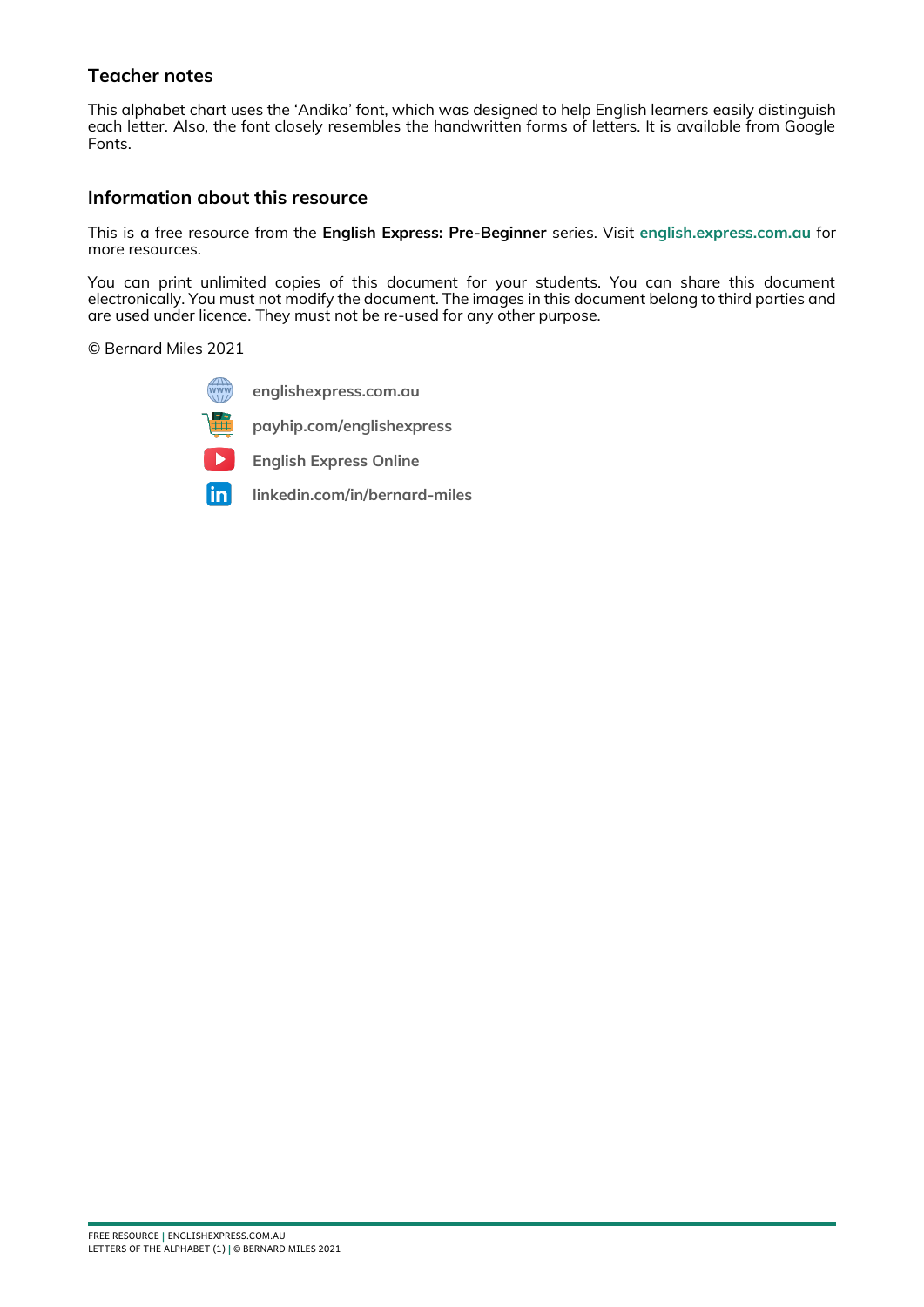## Teacher notes

This alphabet chart uses the 'Andika' font, which was designed to help English learners easily distinguish each letter. Also, the font closely resembles the handwritten forms of letters. It is available from Google Fonts.

## Information about this resource

This is a free resource from the **English Express: Pre-Beginner** series. Visit **english.express.com.au** for more resources.

You can print unlimited copies of this document for your students. You can share this document electronically. You must not modify the document. The images in this document belong to third parties and are used under licence. They must not be re-used for any other purpose.

© Bernard Miles 2021

**englishexpress.com.au**

**payhip.com/englishexpress**

**English Express Online**

**linkedin.com/in/bernard-miles**